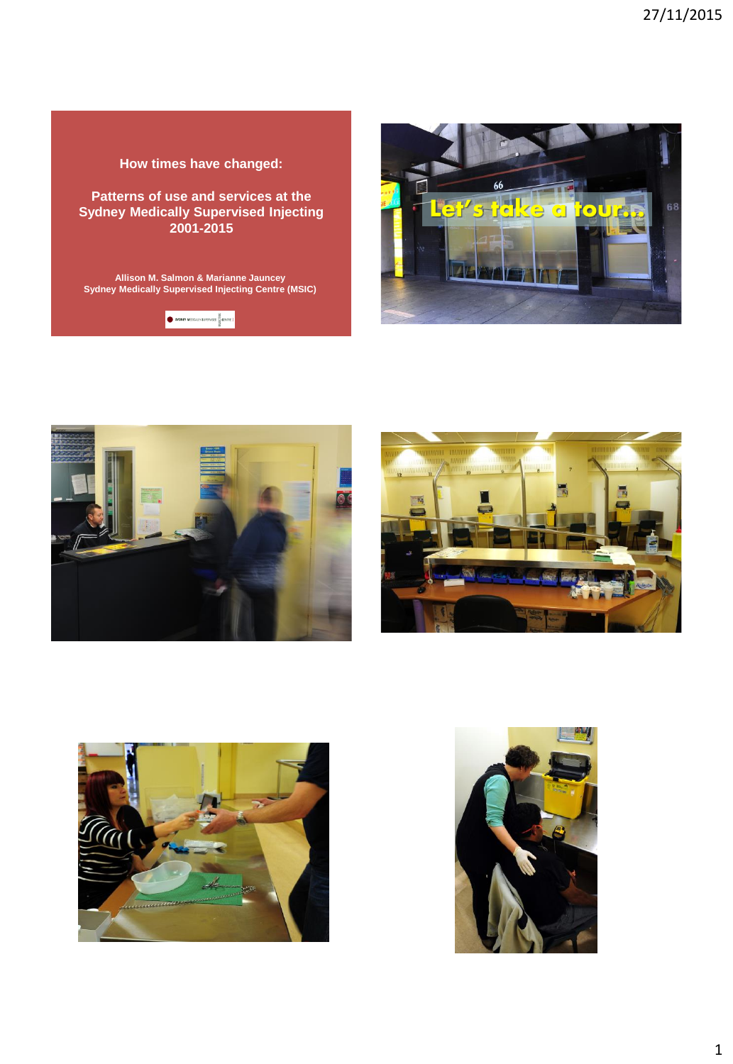# How times have changed:

## Patterns of use and services at the Sydney Medically Supervised Injecting 2001-2015

**Allison M. Salmon & Marianne Jauncey**
**Sydney Medically Supervised Injecting Centre (MSIC)**

Let's take a tour...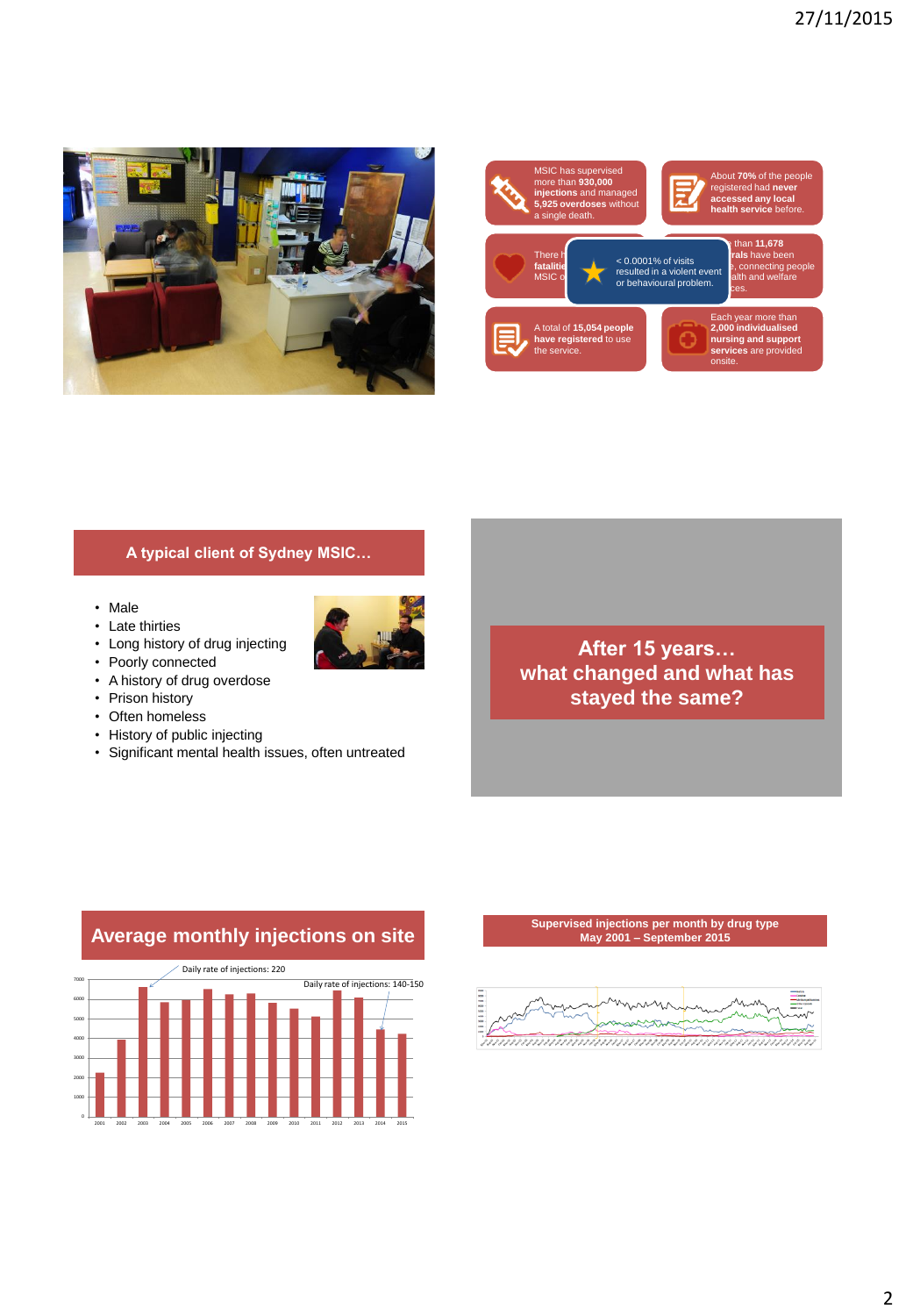MSIC has supervised more than **930,000 injections** and managed **5,925 overdoses** without a single death.

About **70%** of the people registered had **never accessed any local health service** before.

There h... **fatalitie**... MSIC o...

< 0.0001% of visits resulted in a violent event or behavioural problem.

... than **11,678** ...**rals** have been ..., connecting people ...alth and welfare ...ces.

A total of **15,054 people have registered** to use the service.

Each year more than **2,000 individualised nursing and support services** are provided onsite.

## A typical client of Sydney MSIC…

- Male
- Late thirties
- Long history of drug injecting
- Poorly connected
- A history of drug overdose
- Prison history
- Often homeless
- History of public injecting
- Significant mental health issues, often untreated

## After 15 years… what changed and what has stayed the same?

## Average monthly injections on site

Daily rate of injections: 220

Daily rate of injections: 140-150

| Year | 2001 | 2002 | 2003 | 2004 | 2005 | 2006 | 2007 | 2008 | 2009 | 2010 | 2011 | 2012 | 2013 | 2014 | 2015 |
|---|---|---|---|---|---|---|---|---|---|---|---|---|---|---|---|

## Supervised injections per month by drug type May 2001 – September 2015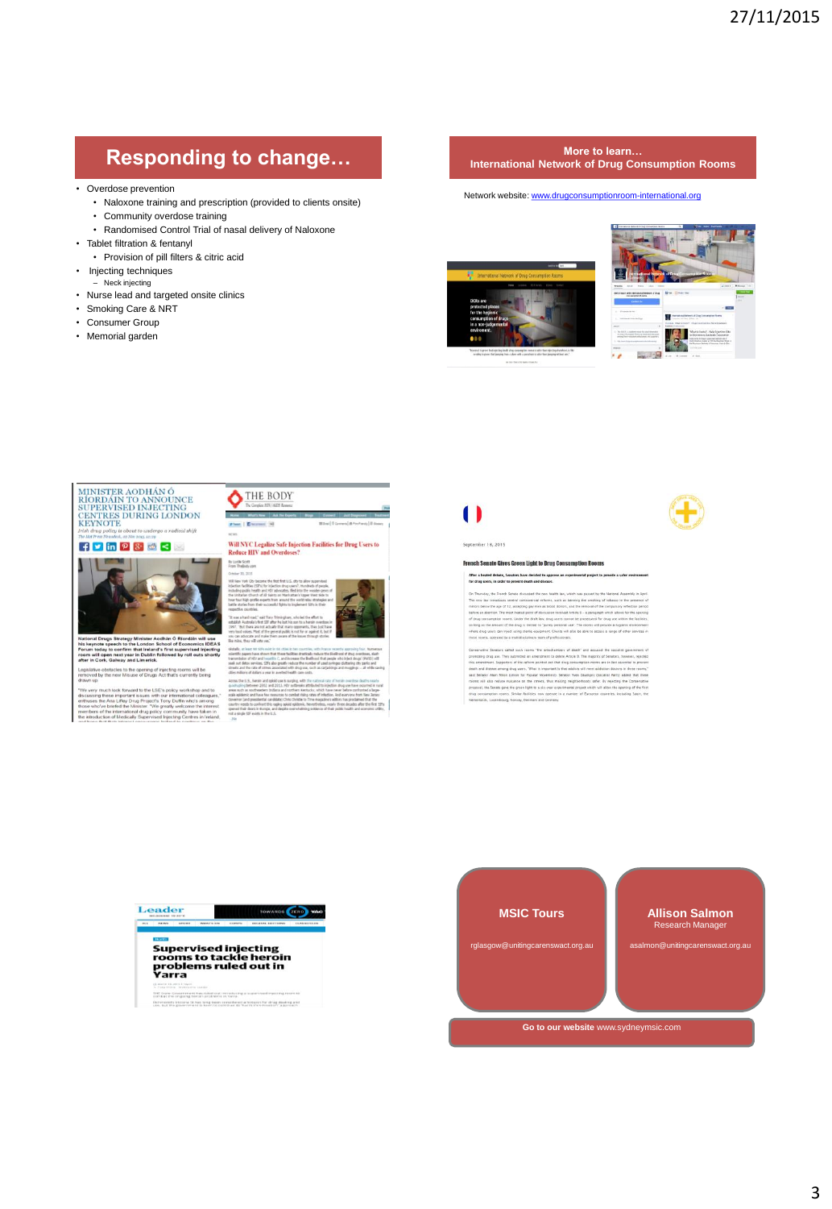## Responding to change…

- Overdose prevention
  - Naloxone training and prescription (provided to clients onsite)
  - Community overdose training
  - Randomised Control Trial of nasal delivery of Naloxone
- Tablet filtration & fentanyl
  - Provision of pill filters & citric acid
- Injecting techniques
  - Neck injecting
- Nurse lead and targeted onsite clinics
- Smoking Care & NRT
- Consumer Group
- Memorial garden

## More to learn… International Network of Drug Consumption Rooms

Network website: www.drugconsumptionroom-international.org

**MSIC Tours**

rglasgow@unitingcarenswact.org.au

**Allison Salmon**

Research Manager

asalmon@unitingcarenswact.org.au

**Go to our website** www.sydneymsic.com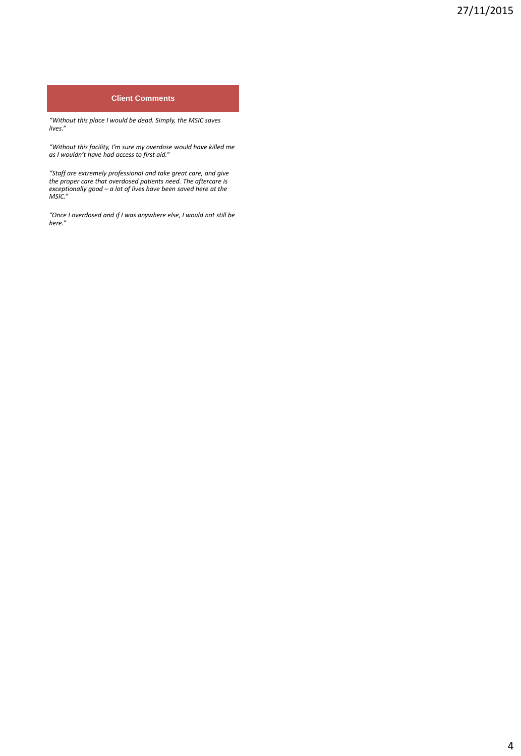## Client Comments

*"Without this place I would be dead. Simply, the MSIC saves lives."*

*"Without this facility, I'm sure my overdose would have killed me as I wouldn't have had access to first aid."*

*"Staff are extremely professional and take great care, and give the proper care that overdosed patients need. The aftercare is exceptionally good – a lot of lives have been saved here at the MSIC."*

*"Once I overdosed and if I was anywhere else, I would not still be here."*